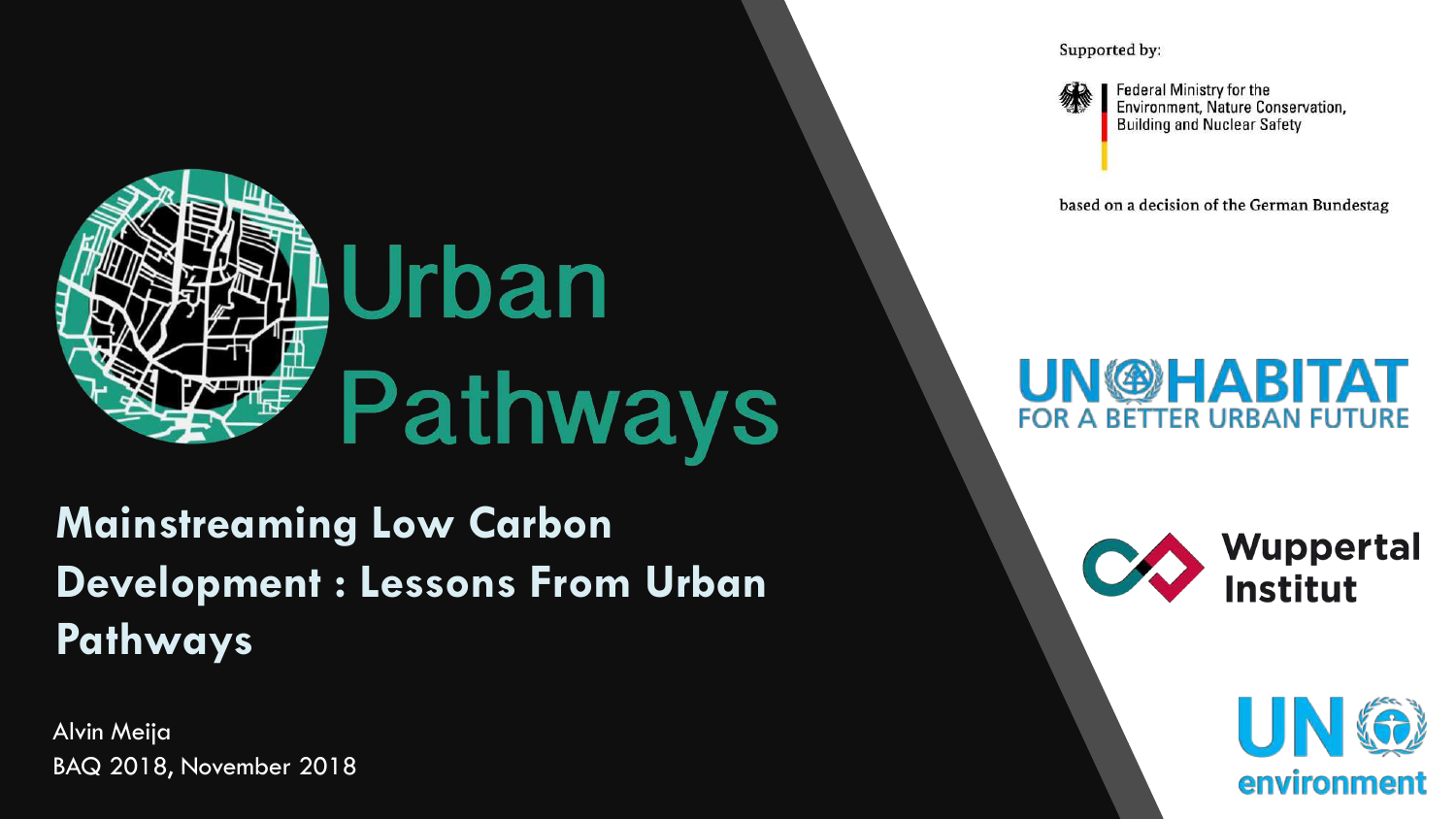# Urban Pathways

## Mainstreaming Low Carbon Development : Lessons From Urban Pathways

Alvin Meija
BAQ 2018, November 2018

Supported by:

Federal Ministry for the Environment, Nature Conservation, Building and Nuclear Safety

based on a decision of the German Bundestag

UN-HABITAT
FOR A BETTER URBAN FUTURE

Wuppertal Institut

UN environment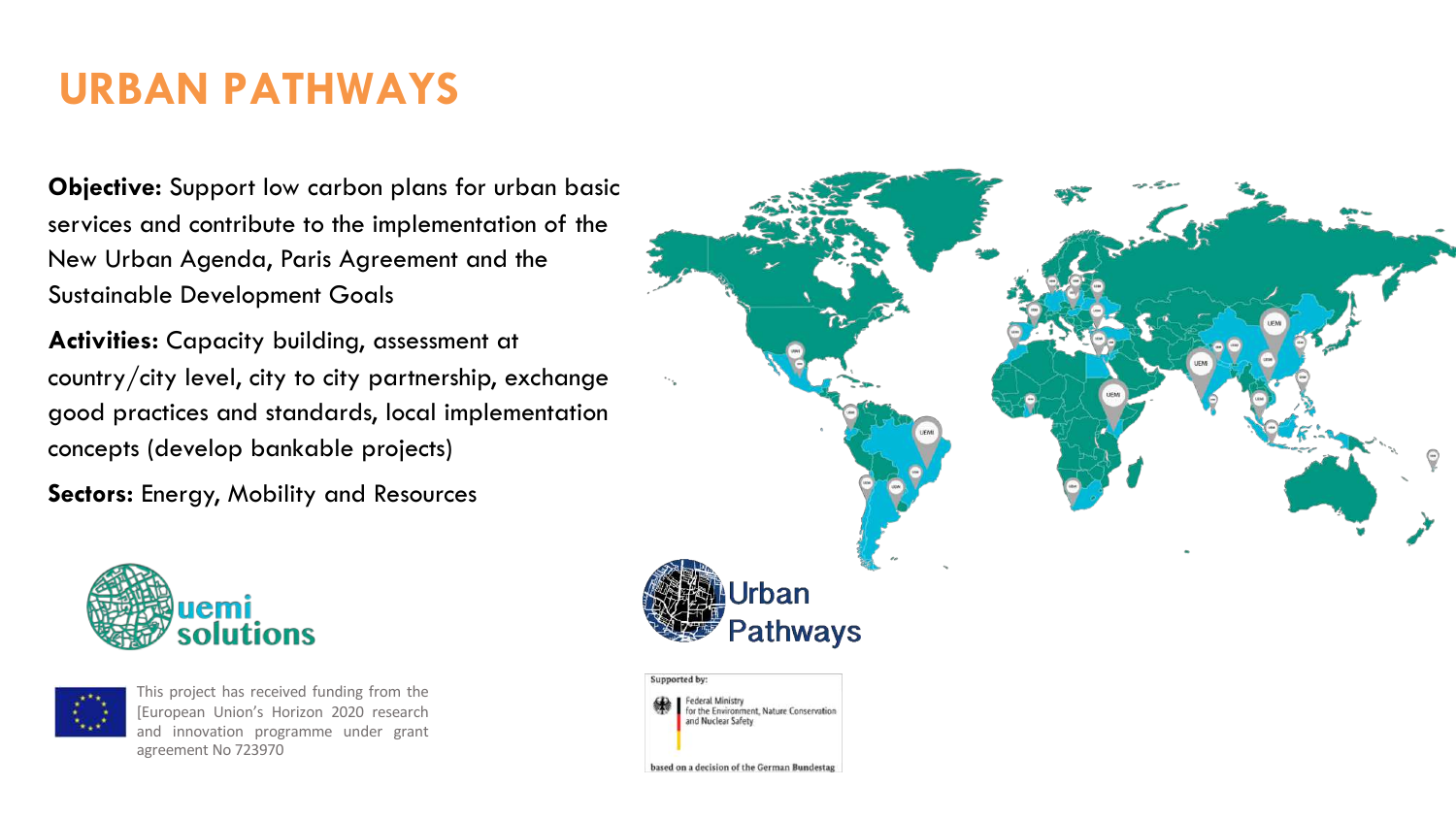# URBAN PATHWAYS

**Objective:** Support low carbon plans for urban basic services and contribute to the implementation of the New Urban Agenda, Paris Agreement and the Sustainable Development Goals

**Activities:** Capacity building, assessment at country/city level, city to city partnership, exchange good practices and standards, local implementation concepts (develop bankable projects)

**Sectors:** Energy, Mobility and Resources

uemi solutions

This project has received funding from the [European Union's Horizon 2020 research and innovation programme under grant agreement No 723970

Urban Pathways

Supported by:

Federal Ministry for the Environment, Nature Conservation and Nuclear Safety

based on a decision of the German Bundestag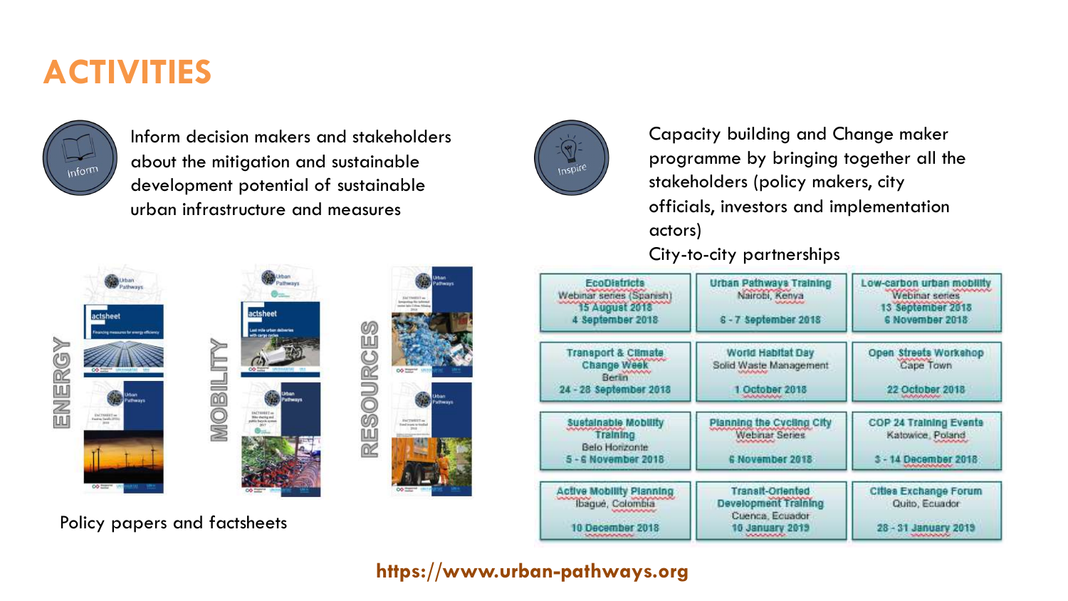# ACTIVITIES

Inform

Inform decision makers and stakeholders about the mitigation and sustainable development potential of sustainable urban infrastructure and measures

ENERGY

MOBILITY

RESOURCES

Policy papers and factsheets

Inspire

Capacity building and Change maker programme by bringing together all the stakeholders (policy makers, city officials, investors and implementation actors)

City-to-city partnerships

| | | |
|---|---|---|
| EcoDistricts<br>Webinar series (Spanish)<br>15 August 2018<br>4 September 2018 | Urban Pathways Training<br>Nairobi, Kenya<br>6 - 7 September 2018 | Low-carbon urban mobility<br>Webinar series<br>13 September 2018<br>6 November 2018 |
| Transport & Climate Change Week<br>Berlin<br>24 - 28 September 2018 | World Habitat Day<br>Solid Waste Management<br>1 October 2018 | Open Streets Workshop<br>Cape Town<br>22 October 2018 |
| Sustainable Mobility Training<br>Belo Horizonte<br>5 - 6 November 2018 | Planning the Cycling City<br>Webinar Series<br>6 November 2018 | COP 24 Training Events<br>Katowice, Poland<br>3 - 14 December 2018 |
| Active Mobility Planning<br>Ibagué, Colombia<br>10 December 2018 | Transit-Oriented Development Training<br>Cuenca, Ecuador<br>10 January 2019 | Cities Exchange Forum<br>Quito, Ecuador<br>28 - 31 January 2019 |

**https://www.urban-pathways.org**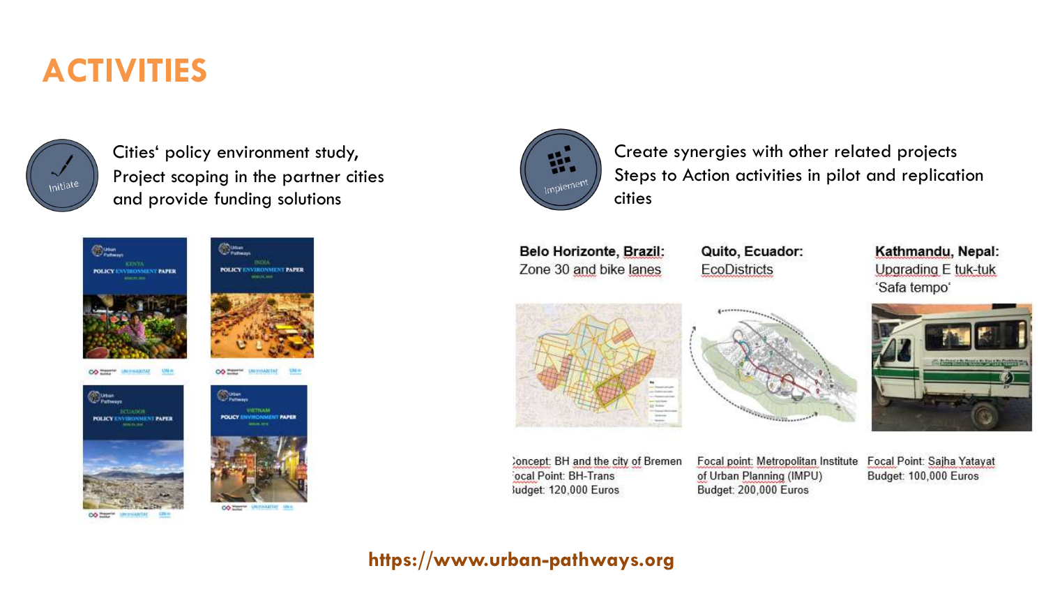# ACTIVITIES

Initiate

Cities' policy environment study, Project scoping in the partner cities and provide funding solutions

Implement

Create synergies with other related projects
Steps to Action activities in pilot and replication cities

**Belo Horizonte, Brazil:**
Zone 30 and bike lanes

Concept: BH and the city of Bremen
Focal Point: BH-Trans
Budget: 120,000 Euros

**Quito, Ecuador:**
EcoDistricts

Focal point: Metropolitan Institute of Urban Planning (IMPU)
Budget: 200,000 Euros

**Kathmandu, Nepal:**
Upgrading E tuk-tuk 'Safa tempo'

Focal Point: Sajha Yatayat
Budget: 100,000 Euros

**https://www.urban-pathways.org**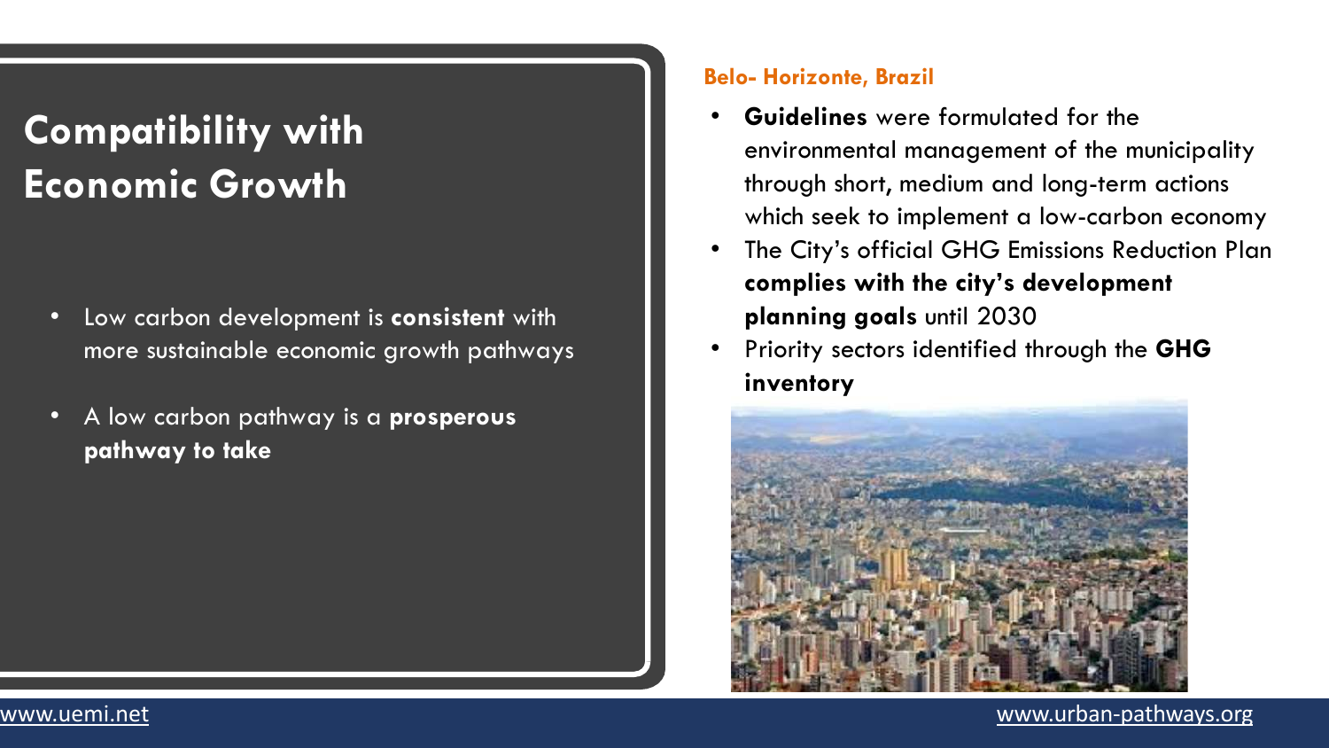# Compatibility with Economic Growth

- Low carbon development is **consistent** with more sustainable economic growth pathways
- A low carbon pathway is a **prosperous pathway to take**

## Belo- Horizonte, Brazil

- **Guidelines** were formulated for the environmental management of the municipality through short, medium and long-term actions which seek to implement a low-carbon economy
- The City's official GHG Emissions Reduction Plan **complies with the city's development planning goals** until 2030
- Priority sectors identified through the **GHG inventory**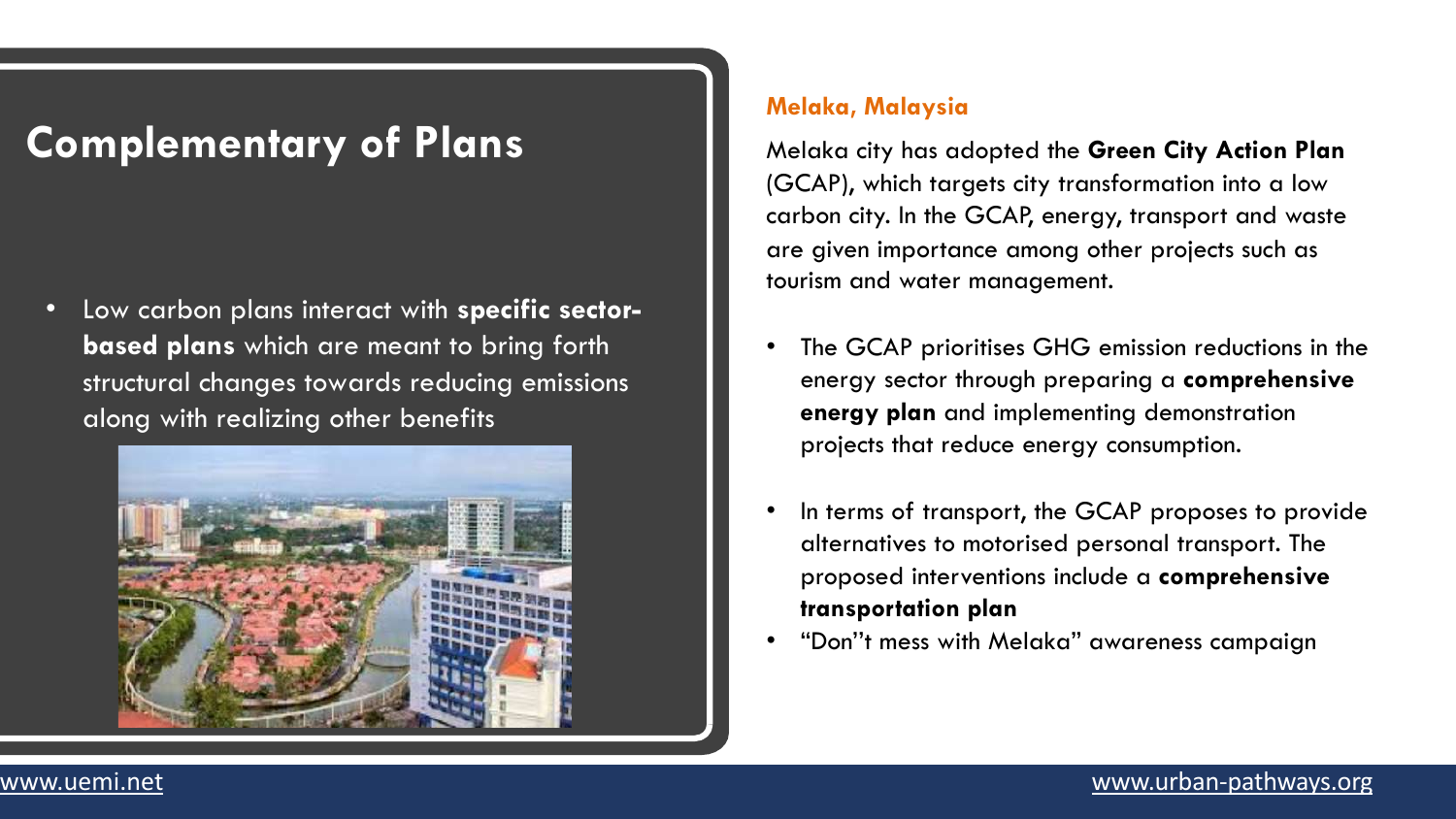# Complementary of Plans

- Low carbon plans interact with **specific sector-based plans** which are meant to bring forth structural changes towards reducing emissions along with realizing other benefits

**Melaka, Malaysia**

Melaka city has adopted the **Green City Action Plan** (GCAP), which targets city transformation into a low carbon city. In the GCAP, energy, transport and waste are given importance among other projects such as tourism and water management.

- The GCAP prioritises GHG emission reductions in the energy sector through preparing a **comprehensive energy plan** and implementing demonstration projects that reduce energy consumption.
- In terms of transport, the GCAP proposes to provide alternatives to motorised personal transport. The proposed interventions include a **comprehensive transportation plan**
- "Don"t mess with Melaka" awareness campaign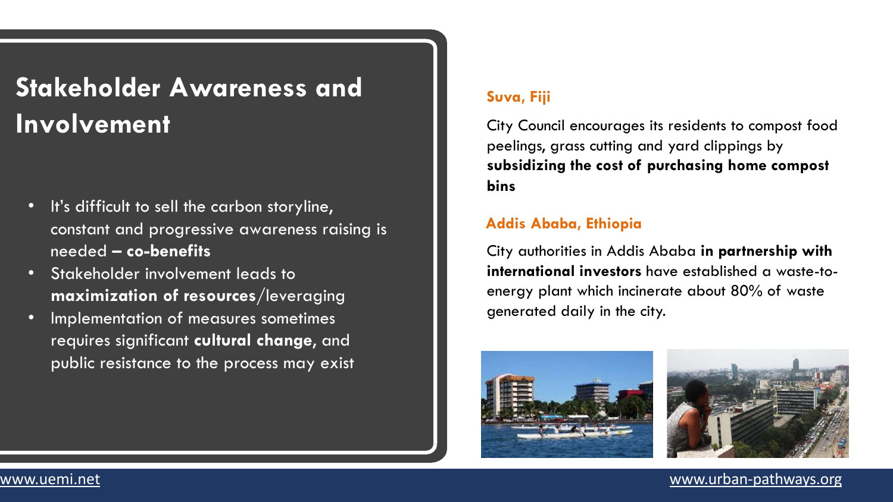# Stakeholder Awareness and Involvement

- It's difficult to sell the carbon storyline, constant and progressive awareness raising is needed **– co-benefits**
- Stakeholder involvement leads to **maximization of resources**/leveraging
- Implementation of measures sometimes requires significant **cultural change**, and public resistance to the process may exist

### Suva, Fiji

City Council encourages its residents to compost food peelings, grass cutting and yard clippings by **subsidizing the cost of purchasing home compost bins**

### Addis Ababa, Ethiopia

City authorities in Addis Ababa **in partnership with international investors** have established a waste-to-energy plant which incinerate about 80% of waste generated daily in the city.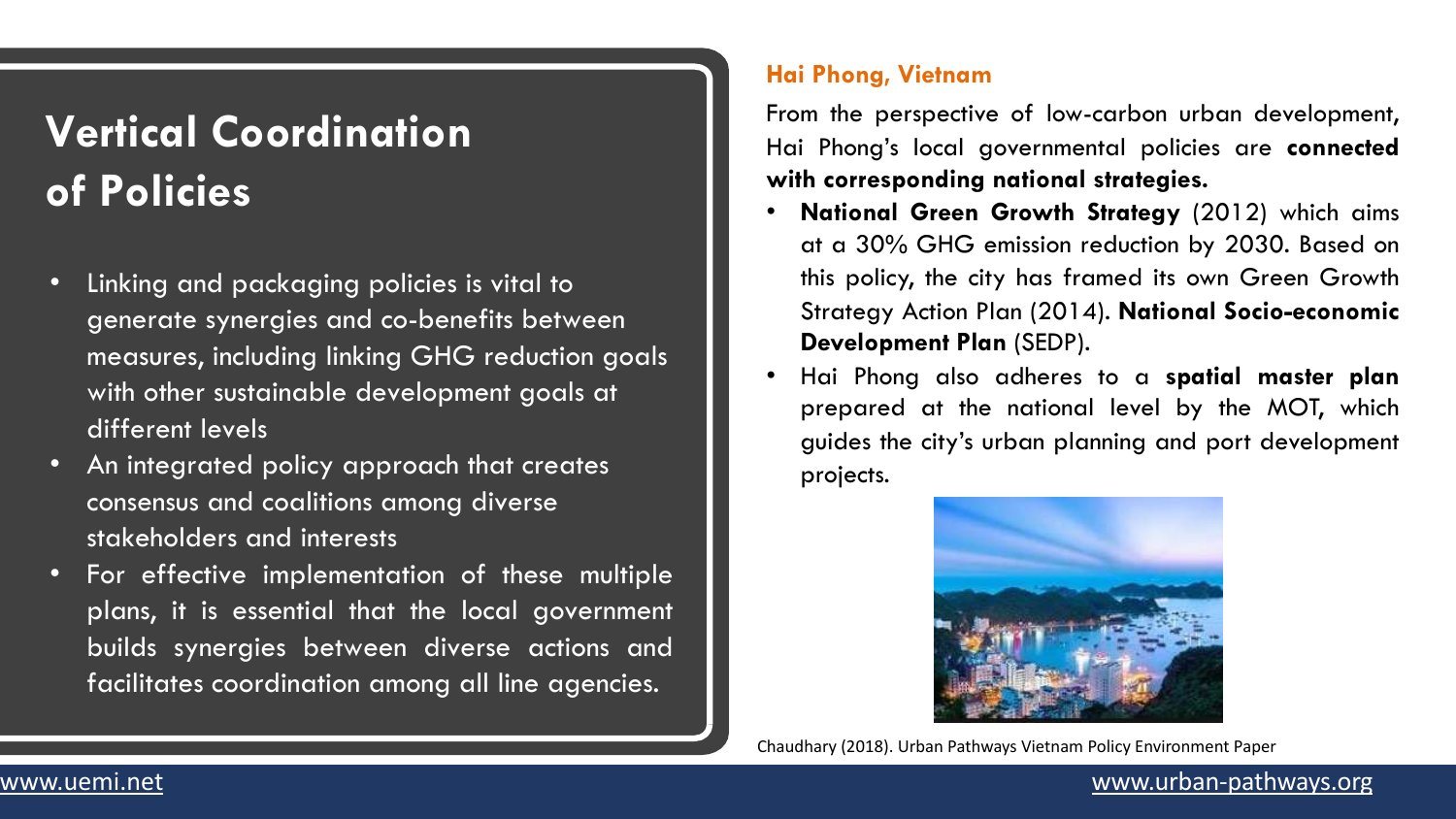# Vertical Coordination of Policies

- Linking and packaging policies is vital to generate synergies and co-benefits between measures, including linking GHG reduction goals with other sustainable development goals at different levels
- An integrated policy approach that creates consensus and coalitions among diverse stakeholders and interests
- For effective implementation of these multiple plans, it is essential that the local government builds synergies between diverse actions and facilitates coordination among all line agencies.

## Hai Phong, Vietnam

From the perspective of low-carbon urban development, Hai Phong's local governmental policies are **connected with corresponding national strategies.**

- **National Green Growth Strategy** (2012) which aims at a 30% GHG emission reduction by 2030. Based on this policy, the city has framed its own Green Growth Strategy Action Plan (2014). **National Socio-economic Development Plan** (SEDP).
- Hai Phong also adheres to a **spatial master plan** prepared at the national level by the MOT, which guides the city's urban planning and port development projects.

Chaudhary (2018). Urban Pathways Vietnam Policy Environment Paper

www.uemi.net

www.urban-pathways.org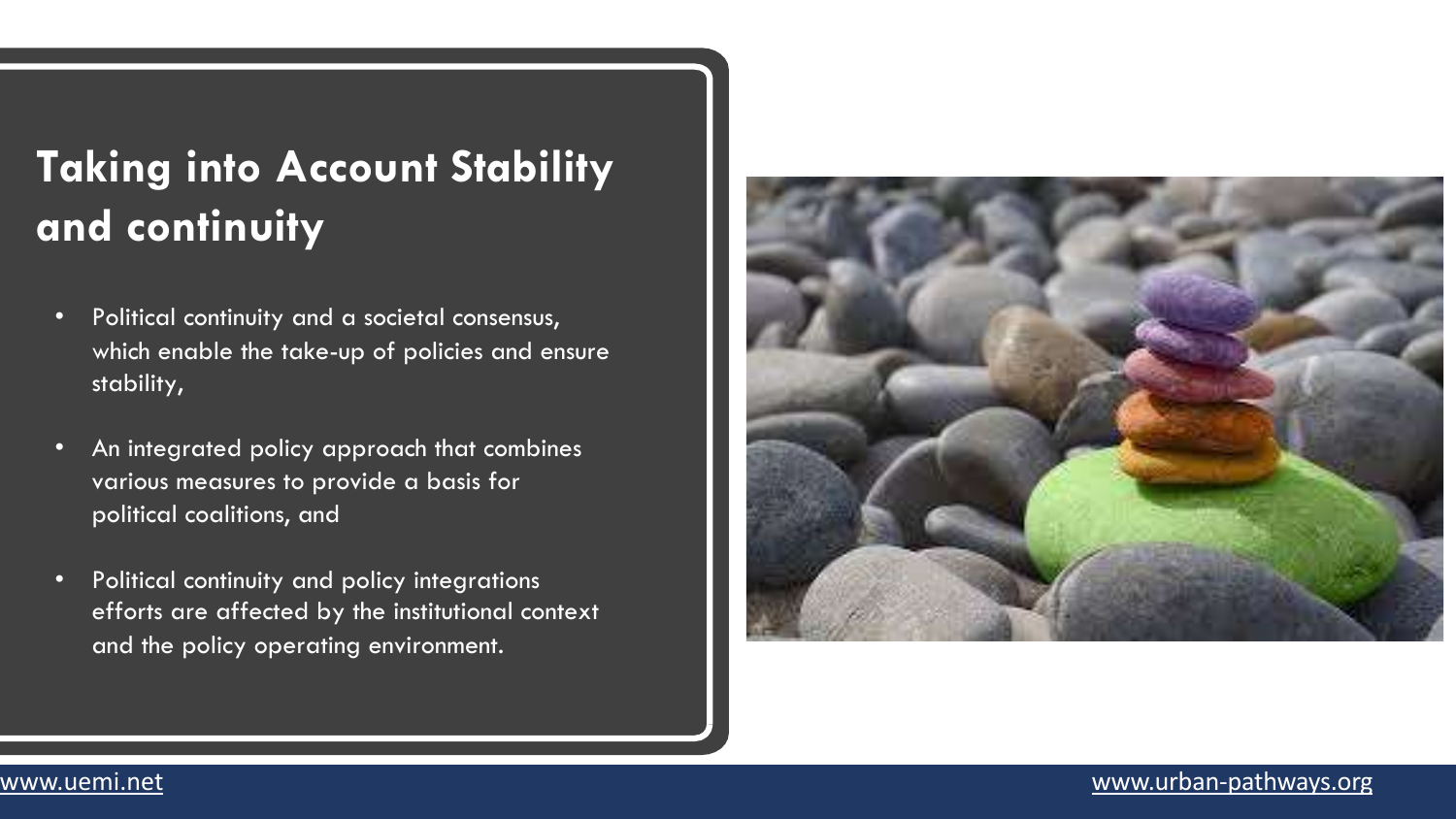# Taking into Account Stability and continuity

- Political continuity and a societal consensus, which enable the take-up of policies and ensure stability,
- An integrated policy approach that combines various measures to provide a basis for political coalitions, and
- Political continuity and policy integrations efforts are affected by the institutional context and the policy operating environment.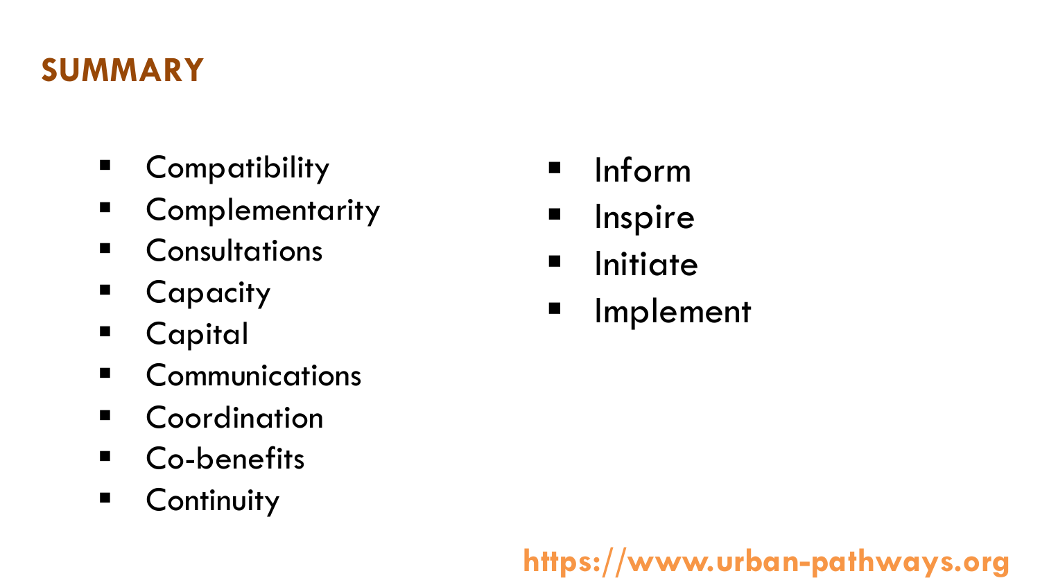## SUMMARY

- Compatibility
- Complementarity
- Consultations
- Capacity
- Capital
- Communications
- Coordination
- Co-benefits
- Continuity

- Inform
- Inspire
- Initiate
- Implement

https://www.urban-pathways.org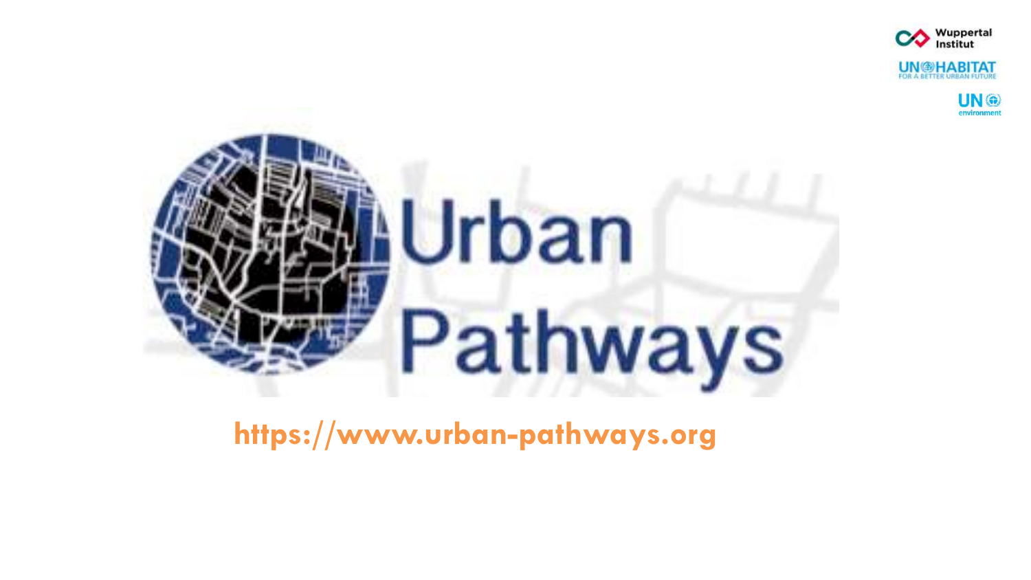Wuppertal Institut

UN-HABITAT FOR A BETTER URBAN FUTURE

UN environment

# Urban Pathways

https://www.urban-pathways.org